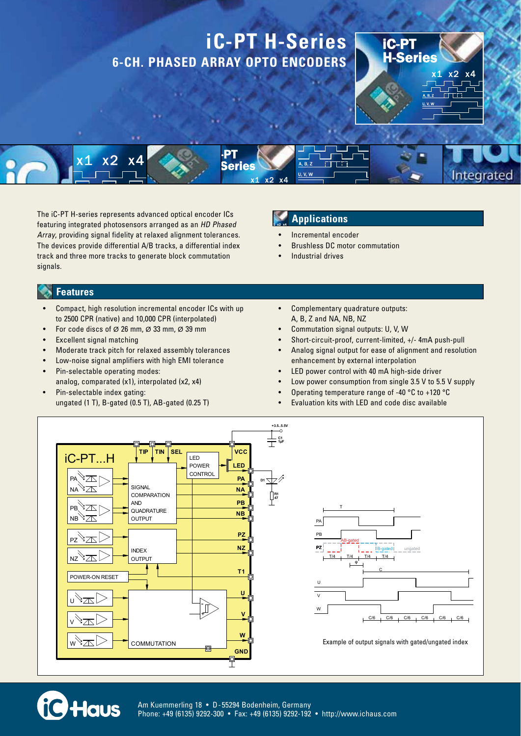# iC-PT H-Series

## 6-CH. PHASED ARRAY OPTO ENCODERS

The iC-PT H-series represents advanced optical encoder ICs featuring integrated photosensors arranged as an *HD Phased Array*, providing signal fidelity at relaxed alignment tolerances. The devices provide differential A/B tracks, a differential index track and three more tracks to generate block commutation signals.

## Applications

- Incremental encoder
- Brushless DC motor commutation
- Industrial drives

## Features

- Compact, high resolution incremental encoder ICs with up to 2500 CPR (native) and 10,000 CPR (interpolated)
- For code discs of Ø 26 mm, Ø 33 mm, Ø 39 mm
- Excellent signal matching
- Moderate track pitch for relaxed assembly tolerances
- Low-noise signal amplifiers with high EMI tolerance
- Pin-selectable operating modes: analog, comparated (x1), interpolated (x2, x4)
- Pin-selectable index gating: ungated (1 T), B-gated (0.5 T), AB-gated (0.25 T)
- Complementary quadrature outputs: A, B, Z and NA, NB, NZ
- Commutation signal outputs: U, V, W
- Short-circuit-proof, current-limited, +/- 4mA push-pull
- Analog signal output for ease of alignment and resolution enhancement by external interpolation
- LED power control with 40 mA high-side driver
- Low power consumption from single 3.5 V to 5.5 V supply
- Operating temperature range of -40 °C to +120 °C
- Evaluation kits with LED and code disc available

Example of output signals with gated/ungated index

Am Kuemmerling 18 • D-55294 Bodenheim, Germany
Phone: +49 (6135) 9292-300 • Fax: +49 (6135) 9292-192 • http://www.ichaus.com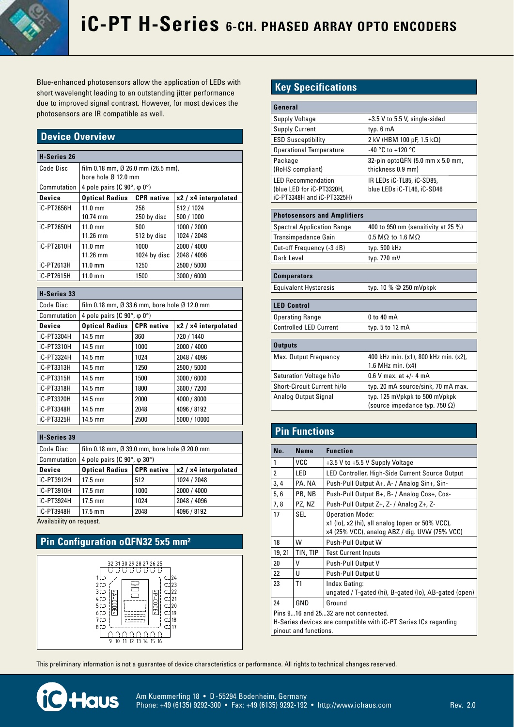# iC-PT H-Series 6-CH. PHASED ARRAY OPTO ENCODERS

Blue-enhanced photosensors allow the application of LEDs with short wavelenght leading to an outstanding jitter performance due to improved signal contrast. However, for most devices the photosensors are IR compatible as well.

## Device Overview

| H-Series 26 | | | |
|---|---|---|---|
| Code Disc | film 0.18 mm, Ø 26.0 mm (26.5 mm), bore hole Ø 12.0 mm | | |
| Commutation | 4 pole pairs (C 90°, φ 0°) | | |
| **Device** | **Optical Radius** | **CPR native** | **x2 / x4 interpolated** |
| iC-PT2656H | 11.0 mm<br>10.74 mm | 256<br>250 by disc | 512 / 1024<br>500 / 1000 |
| iC-PT2650H | 11.0 mm<br>11.26 mm | 500<br>512 by disc | 1000 / 2000<br>1024 / 2048 |
| iC-PT2610H | 11.0 mm<br>11.26 mm | 1000<br>1024 by disc | 2000 / 4000<br>2048 / 4096 |
| iC-PT2613H | 11.0 mm | 1250 | 2500 / 5000 |
| iC-PT2615H | 11.0 mm | 1500 | 3000 / 6000 |

| H-Series 33 | | | |
|---|---|---|---|
| Code Disc | film 0.18 mm, Ø 33.6 mm, bore hole Ø 12.0 mm | | |
| Commutation | 4 pole pairs (C 90°, φ 0°) | | |
| **Device** | **Optical Radius** | **CPR native** | **x2 / x4 interpolated** |
| iC-PT3304H | 14.5 mm | 360 | 720 / 1440 |
| iC-PT3310H | 14.5 mm | 1000 | 2000 / 4000 |
| iC-PT3324H | 14.5 mm | 1024 | 2048 / 4096 |
| iC-PT3313H | 14.5 mm | 1250 | 2500 / 5000 |
| iC-PT3315H | 14.5 mm | 1500 | 3000 / 6000 |
| iC-PT3318H | 14.5 mm | 1800 | 3600 / 7200 |
| iC-PT3320H | 14.5 mm | 2000 | 4000 / 8000 |
| iC-PT3348H | 14.5 mm | 2048 | 4096 / 8192 |
| iC-PT3325H | 14.5 mm | 2500 | 5000 / 10000 |

| H-Series 39 | | | |
|---|---|---|---|
| Code Disc | film 0.18 mm, Ø 39.0 mm, bore hole Ø 20.0 mm | | |
| Commutation | 4 pole pairs (C 90°, φ 30°) | | |
| **Device** | **Optical Radius** | **CPR native** | **x2 / x4 interpolated** |
| iC-PT3912H | 17.5 mm | 512 | 1024 / 2048 |
| iC-PT3910H | 17.5 mm | 1000 | 2000 / 4000 |
| iC-PT3924H | 17.5 mm | 1024 | 2048 / 4096 |
| iC-PT3948H | 17.5 mm | 2048 | 4096 / 8192 |

Availability on request.

## Pin Configuration oQFN32 5x5 mm²

32 31 30 29 28 27 26 25
1 2 3 4 5 6 7 8
24 23 22 21 20 19 18 17
9 10 11 12 13 14 15 16
A-CODE
P-CODE

## Key Specifications

| General | |
|---|---|
| Supply Voltage | +3.5 V to 5.5 V, single-sided |
| Supply Current | typ. 6 mA |
| ESD Susceptibility | 2 kV (HBM 100 pF, 1.5 kΩ) |
| Operational Temperature | -40 °C to +120 °C |
| Package (RoHS compliant) | 32-pin optoQFN (5.0 mm x 5.0 mm, thickness 0.9 mm) |
| LED Recommendation (blue LED for iC-PT3320H, iC-PT3348H and iC-PT3325H) | IR LEDs iC-TL85, iC-SD85, blue LEDs iC-TL46, iC-SD46 |

| Photosensors and Amplifiers | |
|---|---|
| Spectral Application Range | 400 to 950 nm (sensitivity at 25 %) |
| Transimpedance Gain | 0.5 MΩ to 1.6 MΩ |
| Cut-off Frequency (-3 dB) | typ. 500 kHz |
| Dark Level | typ. 770 mV |

| Comparators | |
|---|---|
| Equivalent Hysteresis | typ. 10 % @ 250 mVpkpk |

| LED Control | |
|---|---|
| Operating Range | 0 to 40 mA |
| Controlled LED Current | typ. 5 to 12 mA |

| Outputs | |
|---|---|
| Max. Output Frequency | 400 kHz min. (x1), 800 kHz min. (x2), 1.6 MHz min. (x4) |
| Saturation Voltage hi/lo | 0.6 V max. at +/- 4 mA |
| Short-Circuit Current hi/lo | typ. 20 mA source/sink, 70 mA max. |
| Analog Output Signal | typ. 125 mVpkpk to 500 mVpkpk (source impedance typ. 750 Ω) |

## Pin Functions

| No. | Name | Function |
|---|---|---|
| 1 | VCC | +3.5 V to +5.5 V Supply Voltage |
| 2 | LED | LED Controller, High-Side Current Source Output |
| 3, 4 | PA, NA | Push-Pull Output A+, A- / Analog Sin+, Sin- |
| 5, 6 | PB, NB | Push-Pull Output B+, B- / Analog Cos+, Cos- |
| 7, 8 | PZ, NZ | Push-Pull Output Z+, Z- / Analog Z+, Z- |
| 17 | SEL | Operation Mode:<br>x1 (lo), x2 (hi), all analog (open or 50% VCC),<br>x4 (25% VCC), analog ABZ / dig. UVW (75% VCC) |
| 18 | W | Push-Pull Output W |
| 19, 21 | TIN, TIP | Test Current Inputs |
| 20 | V | Push-Pull Output V |
| 22 | U | Push-Pull Output U |
| 23 | T1 | Index Gating:<br>ungated / T-gated (hi), B-gated (lo), AB-gated (open) |
| 24 | GND | Ground |

Pins 9...16 and 25...32 are not connected.
H-Series devices are compatible with iC-PT Series ICs regarding pinout and functions.

This preliminary information is not a guarantee of device characteristics or performance. All rights to technical changes reserved.

Am Kuemmerling 18 • D-55294 Bodenheim, Germany
Phone: +49 (6135) 9292-300 • Fax: +49 (6135) 9292-192 • http://www.ichaus.com

Rev. 2.0